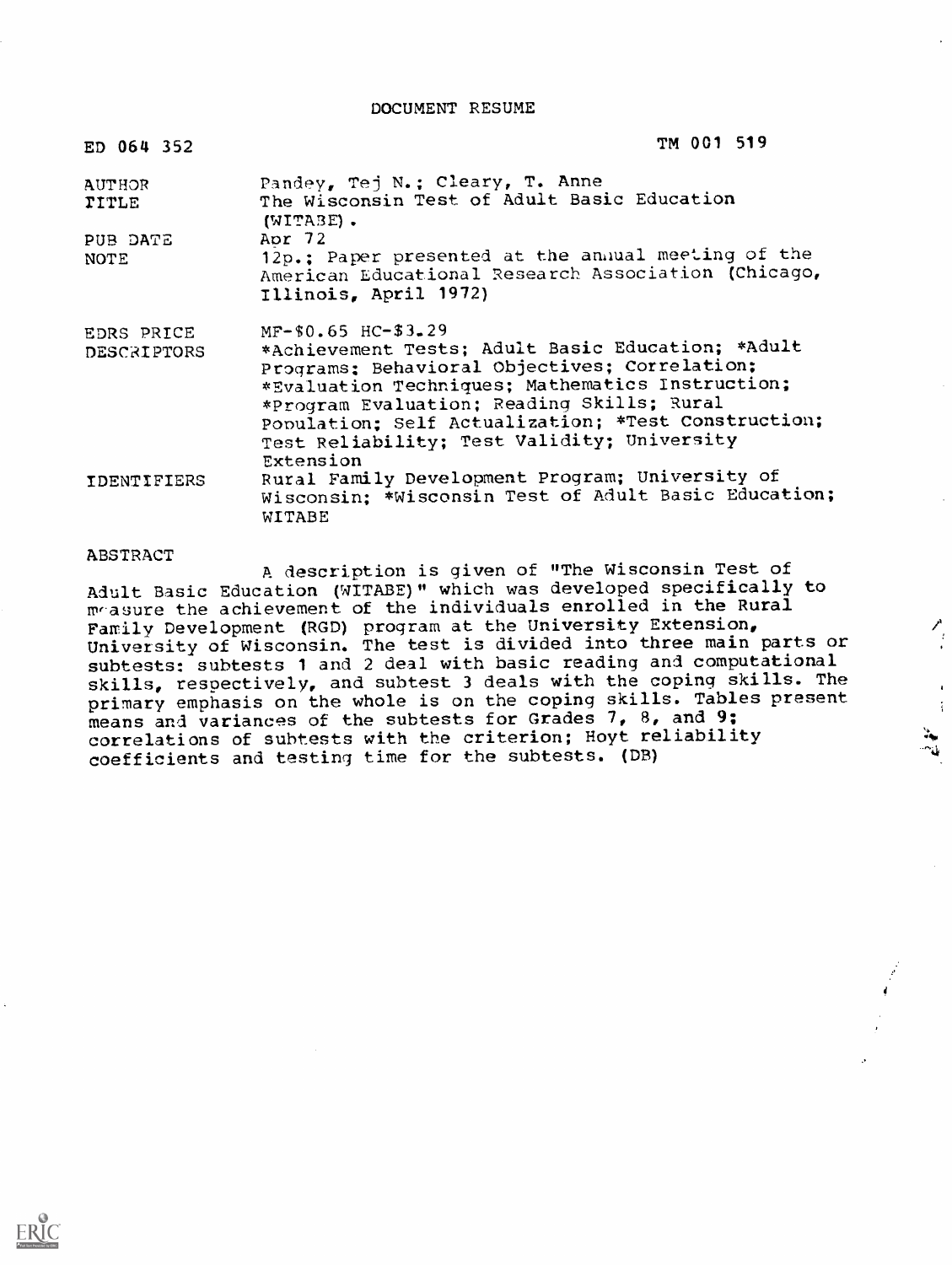DOCUMENT RESUME

| ED 064 352 | TM 001 519 |
|---|---|
| AUTHOR | Pandey, Tej N.; Cleary, T. Anne |
| TITLE | The Wisconsin Test of Adult Basic Education (WITABE). |
| PUB DATE | Apr 72 |
| NOTE | 12p.; Paper presented at the annual meeting of the American Educational Research Association (Chicago, Illinois, April 1972) |
| EDRS PRICE | MF-$0.65 HC-$3.29 |
| DESCRIPTORS | *Achievement Tests; Adult Basic Education; *Adult Programs; Behavioral Objectives; Correlation; *Evaluation Techniques; Mathematics Instruction; *Program Evaluation; Reading Skills; Rural Population; Self Actualization; *Test Construction; Test Reliability; Test Validity; University Extension |
| IDENTIFIERS | Rural Family Development Program; University of Wisconsin; *Wisconsin Test of Adult Basic Education; WITABE |

ABSTRACT

A description is given of "The Wisconsin Test of Adult Basic Education (WITABE)" which was developed specifically to measure the achievement of the individuals enrolled in the Rural Family Development (RGD) program at the University Extension, University of Wisconsin. The test is divided into three main parts or subtests: subtests 1 and 2 deal with basic reading and computational skills, respectively, and subtest 3 deals with the coping skills. The primary emphasis on the whole is on the coping skills. Tables present means and variances of the subtests for Grades 7, 8, and 9; correlations of subtests with the criterion; Hoyt reliability coefficients and testing time for the subtests. (DB)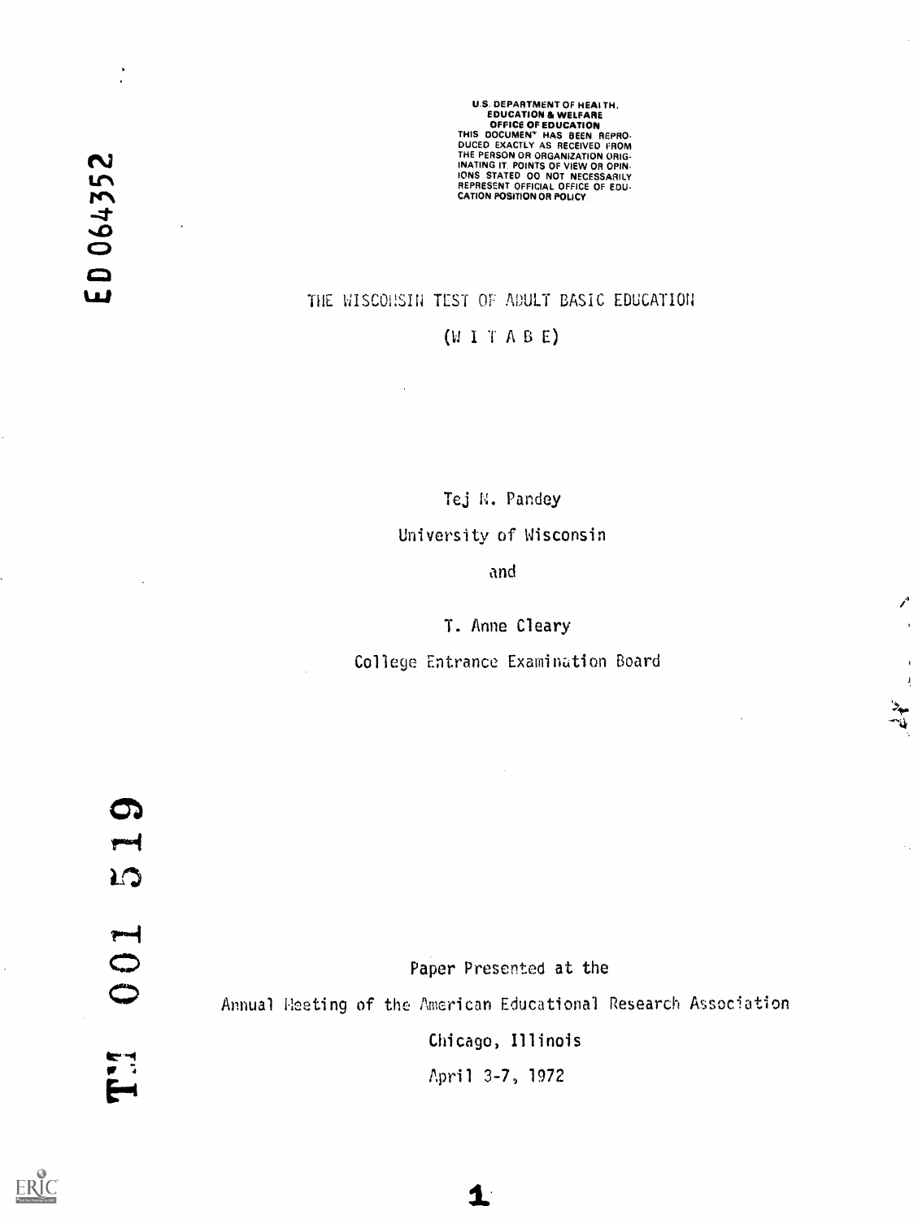ED 064352

U.S. DEPARTMENT OF HEALTH, EDUCATION & WELFARE
OFFICE OF EDUCATION
THIS DOCUMENT HAS BEEN REPRODUCED EXACTLY AS RECEIVED FROM THE PERSON OR ORGANIZATION ORIGINATING IT. POINTS OF VIEW OR OPINIONS STATED DO NOT NECESSARILY REPRESENT OFFICIAL OFFICE OF EDUCATION POSITION OR POLICY

# THE WISCONSIN TEST OF ADULT BASIC EDUCATION

## (W I T A B E)

Tej N. Pandey

University of Wisconsin

and

T. Anne Cleary

College Entrance Examination Board

TM 001 519

Paper Presented at the

Annual Meeting of the American Educational Research Association

Chicago, Illinois

April 3-7, 1972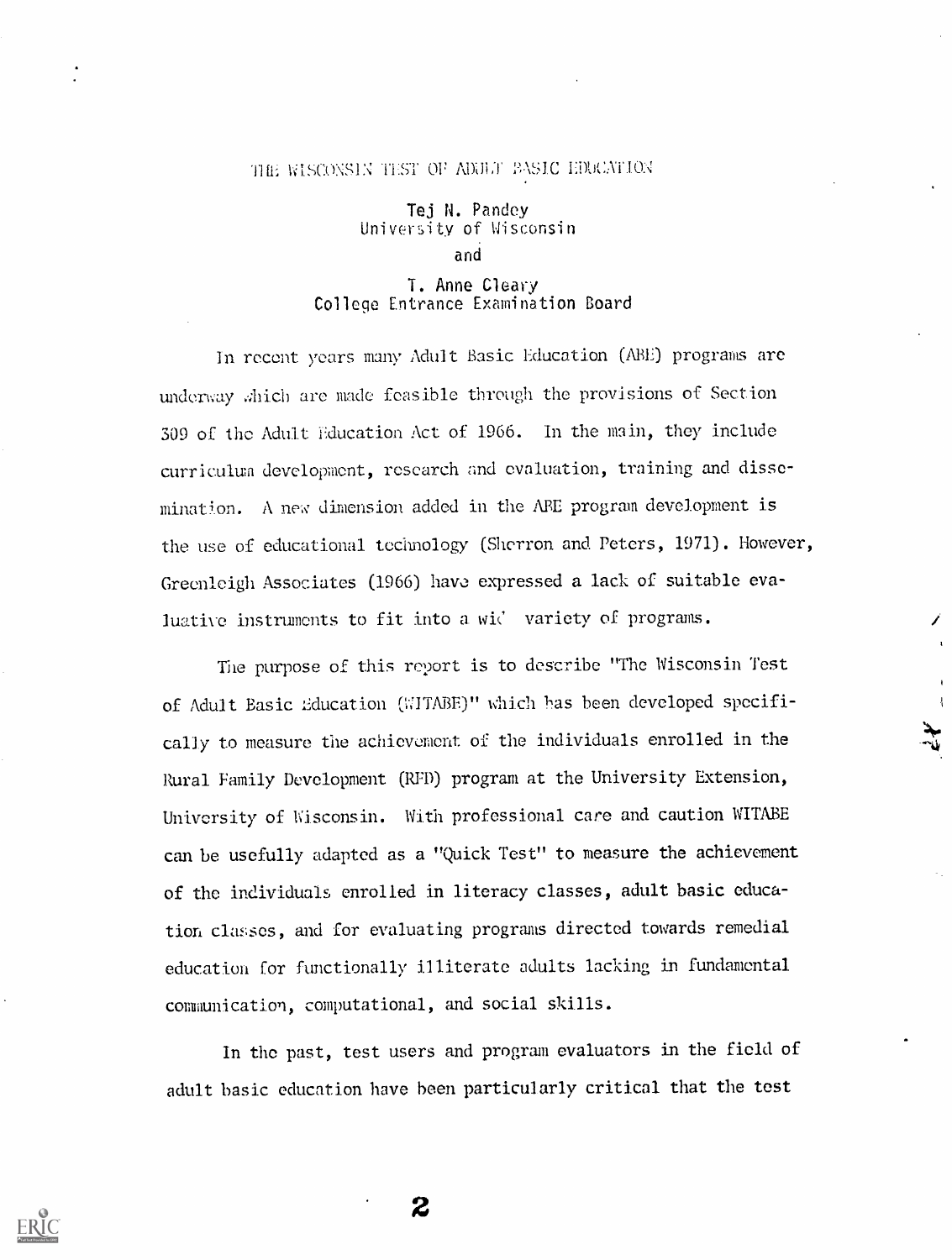THE WISCONSIN TEST OF ADULT BASIC EDUCATION

Tej N. Pandey
University of Wisconsin
and
T. Anne Cleary
College Entrance Examination Board

In recent years many Adult Basic Education (ABE) programs are underway which are made feasible through the provisions of Section 309 of the Adult Education Act of 1966. In the main, they include curriculum development, research and evaluation, training and dissemination. A new dimension added in the ABE program development is the use of educational technology (Sherron and Peters, 1971). However, Greenleigh Associates (1966) have expressed a lack of suitable evaluative instruments to fit into a wid variety of programs.

The purpose of this report is to describe "The Wisconsin Test of Adult Basic Education (WITABE)" which has been developed specifically to measure the achievement of the individuals enrolled in the Rural Family Development (RFD) program at the University Extension, University of Wisconsin. With professional care and caution WITABE can be usefully adapted as a "Quick Test" to measure the achievement of the individuals enrolled in literacy classes, adult basic education classes, and for evaluating programs directed towards remedial education for functionally illiterate adults lacking in fundamental communication, computational, and social skills.

In the past, test users and program evaluators in the field of adult basic education have been particularly critical that the test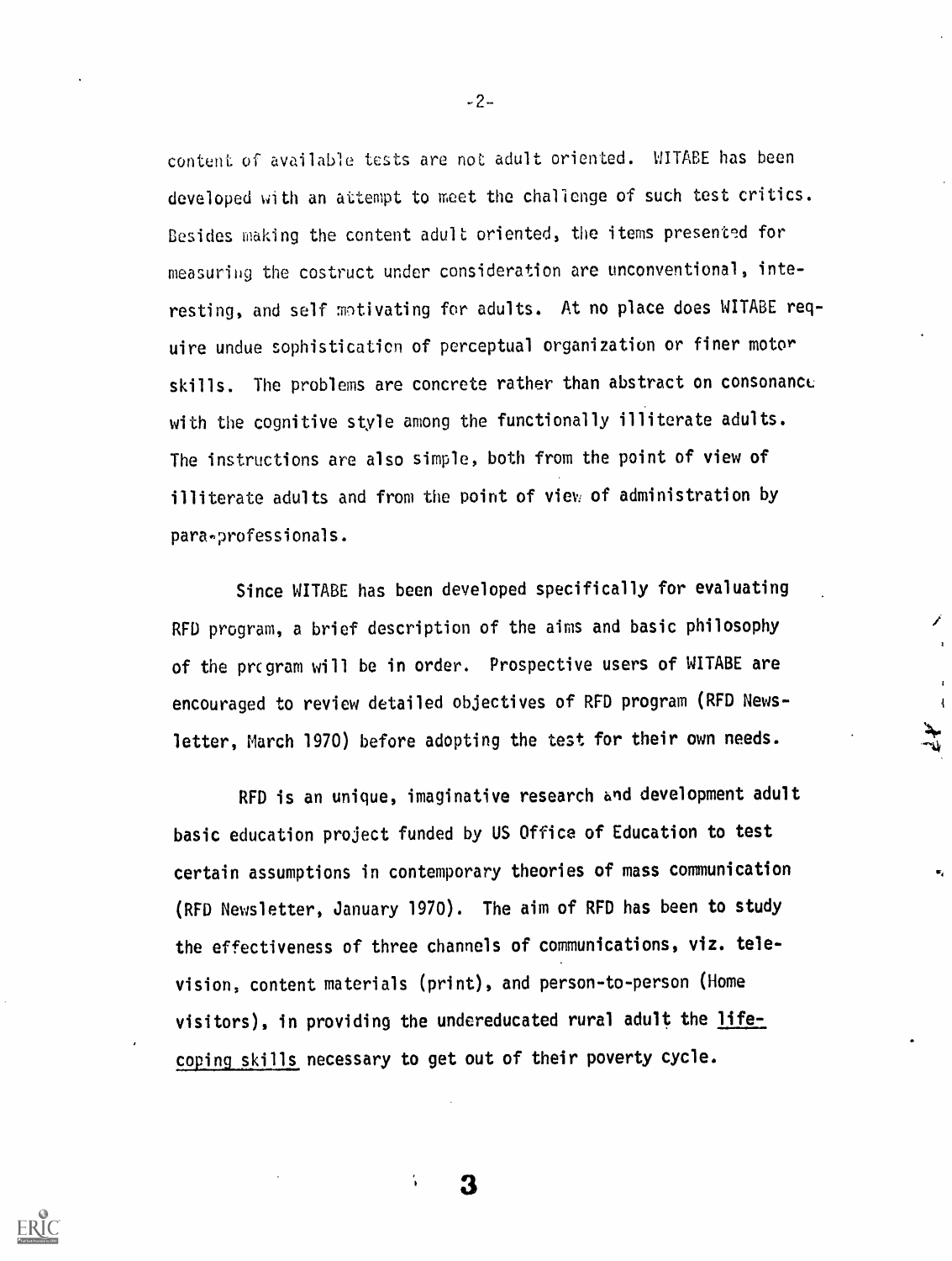content of available tests are not adult oriented. WITABE has been developed with an attempt to meet the challenge of such test critics. Besides making the content adult oriented, the items presented for measuring the costruct under consideration are unconventional, interesting, and self motivating for adults. At no place does WITABE require undue sophistication of perceptual organization or finer motor skills. The problems are concrete rather than abstract on consonance with the cognitive style among the functionally illiterate adults. The instructions are also simple, both from the point of view of illiterate adults and from the point of view of administration by para-professionals.

Since WITABE has been developed specifically for evaluating RFD program, a brief description of the aims and basic philosophy of the program will be in order. Prospective users of WITABE are encouraged to review detailed objectives of RFD program (RFD Newsletter, March 1970) before adopting the test for their own needs.

RFD is an unique, imaginative research and development adult basic education project funded by US Office of Education to test certain assumptions in contemporary theories of mass communication (RFD Newsletter, January 1970). The aim of RFD has been to study the effectiveness of three channels of communications, viz. television, content materials (print), and person-to-person (Home visitors), in providing the undereducated rural adult the <u>life-coping skills</u> necessary to get out of their poverty cycle.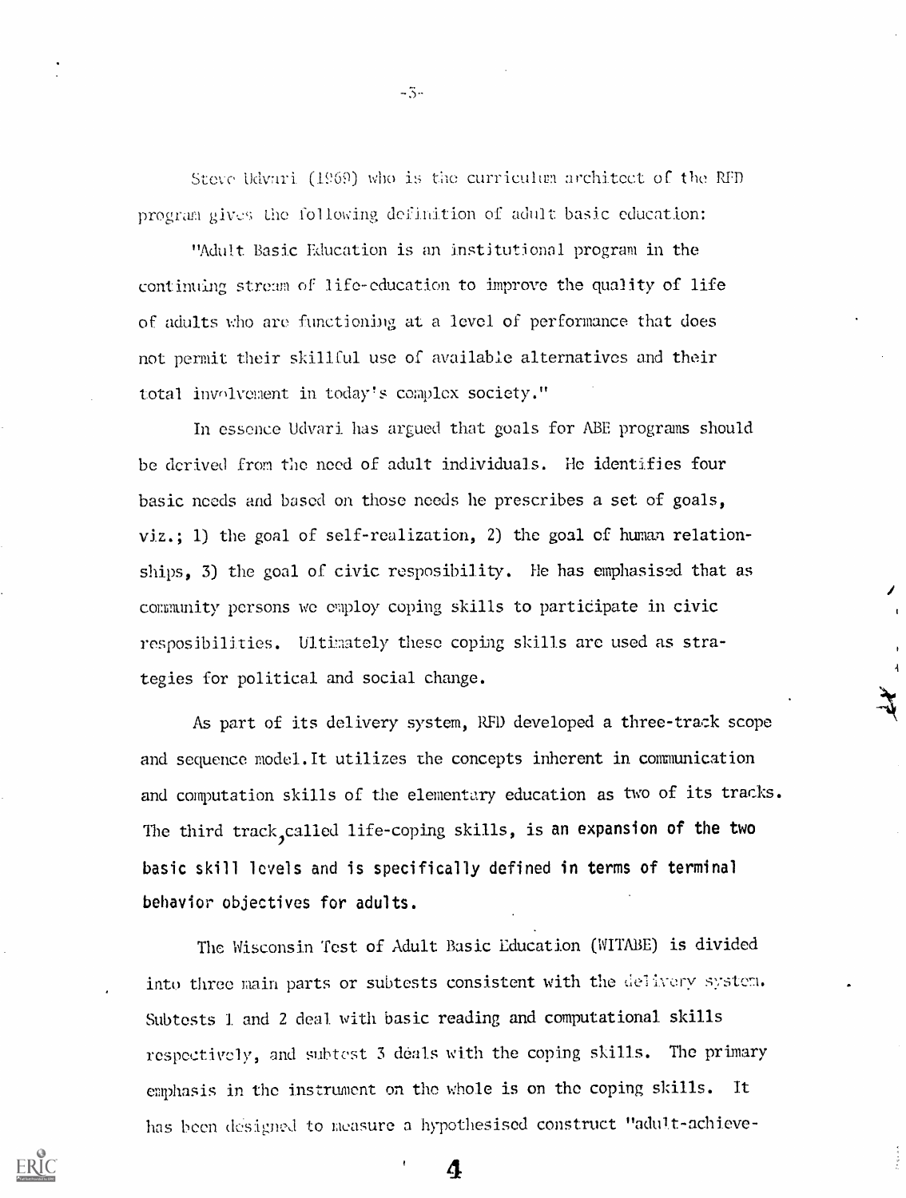Steve Udvari (1969) who is the curriculum architect of the RFD program gives the following definition of adult basic education:

"Adult Basic Education is an institutional program in the continuing stream of life-education to improve the quality of life of adults who are functioning at a level of performance that does not permit their skillful use of available alternatives and their total involvement in today's complex society."

In essence Udvari has argued that goals for ABE programs should be derived from the need of adult individuals. He identifies four basic needs and based on those needs he prescribes a set of goals, viz.; 1) the goal of self-realization, 2) the goal of human relationships, 3) the goal of civic resposibility. He has emphasised that as community persons we employ coping skills to participate in civic resposibilities. Ultimately these coping skills are used as strategies for political and social change.

As part of its delivery system, RFD developed a three-track scope and sequence model. It utilizes the concepts inherent in communication and computation skills of the elementary education as two of its tracks. The third track, called life-coping skills, is an expansion of the two basic skill levels and is specifically defined in terms of terminal behavior objectives for adults.

The Wisconsin Test of Adult Basic Education (WITABE) is divided into three main parts or subtests consistent with the delivery system. Subtests 1 and 2 deal with basic reading and computational skills respectively, and subtest 3 deals with the coping skills. The primary emphasis in the instrument on the whole is on the coping skills. It has been designed to measure a hypothesised construct "adult-achieve-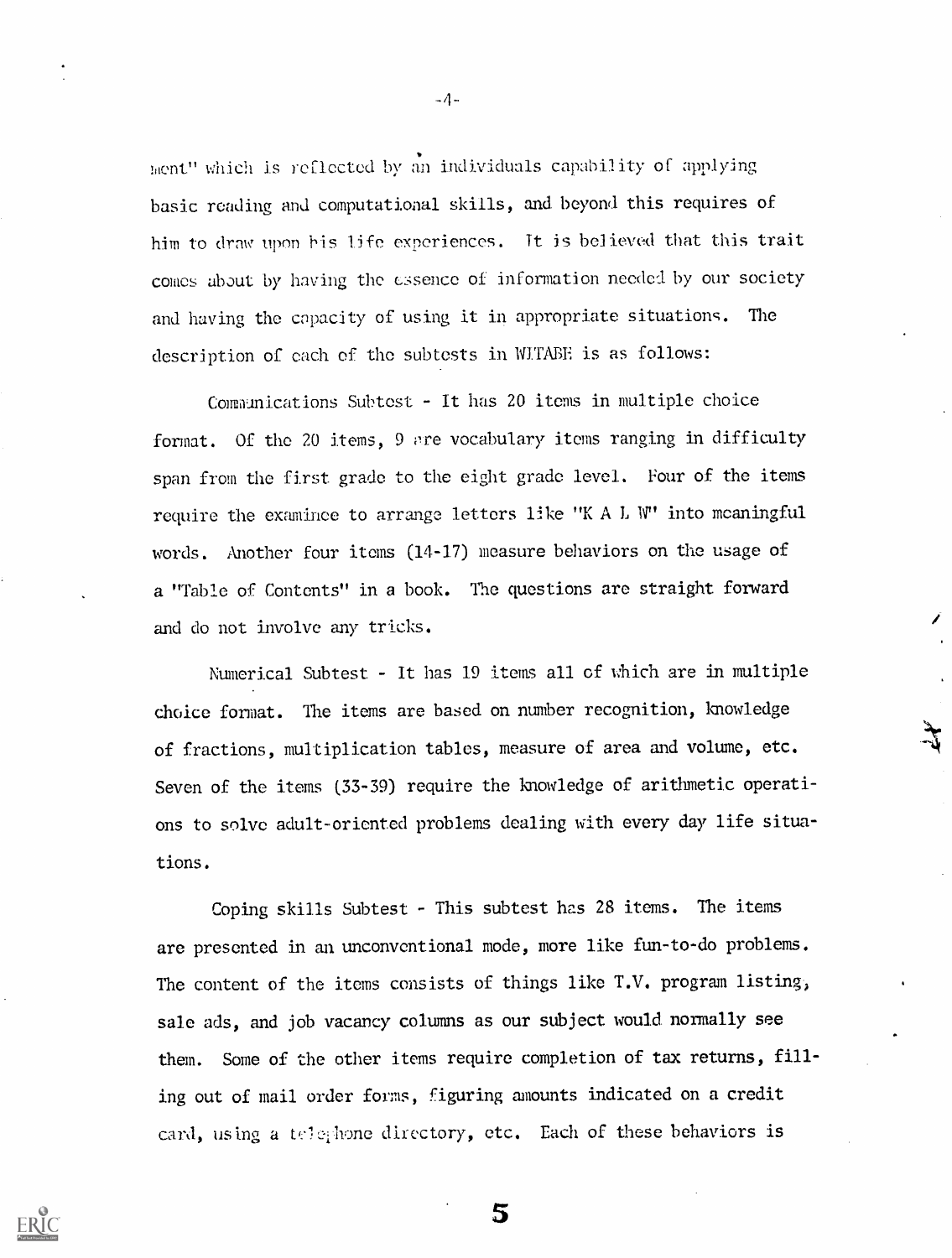ment" which is reflected by an individuals capability of applying basic reading and computational skills, and beyond this requires of him to draw upon his life experiences. It is believed that this trait comes about by having the essence of information needed by our society and having the capacity of using it in appropriate situations. The description of each of the subtests in WLTABE is as follows:

Communications Subtest - It has 20 items in multiple choice format. Of the 20 items, 9 are vocabulary items ranging in difficulty span from the first grade to the eight grade level. Four of the items require the examinee to arrange letters like "K A L W" into meaningful words. Another four items (14-17) measure behaviors on the usage of a "Table of Contents" in a book. The questions are straight forward and do not involve any tricks.

Numerical Subtest - It has 19 items all of which are in multiple choice format. The items are based on number recognition, knowledge of fractions, multiplication tables, measure of area and volume, etc. Seven of the items (33-39) require the knowledge of arithmetic operations to solve adult-oriented problems dealing with every day life situations.

Coping skills Subtest - This subtest has 28 items. The items are presented in an unconventional mode, more like fun-to-do problems. The content of the items consists of things like T.V. program listing, sale ads, and job vacancy columns as our subject would normally see them. Some of the other items require completion of tax returns, filling out of mail order forms, figuring amounts indicated on a credit card, using a telephone directory, etc. Each of these behaviors is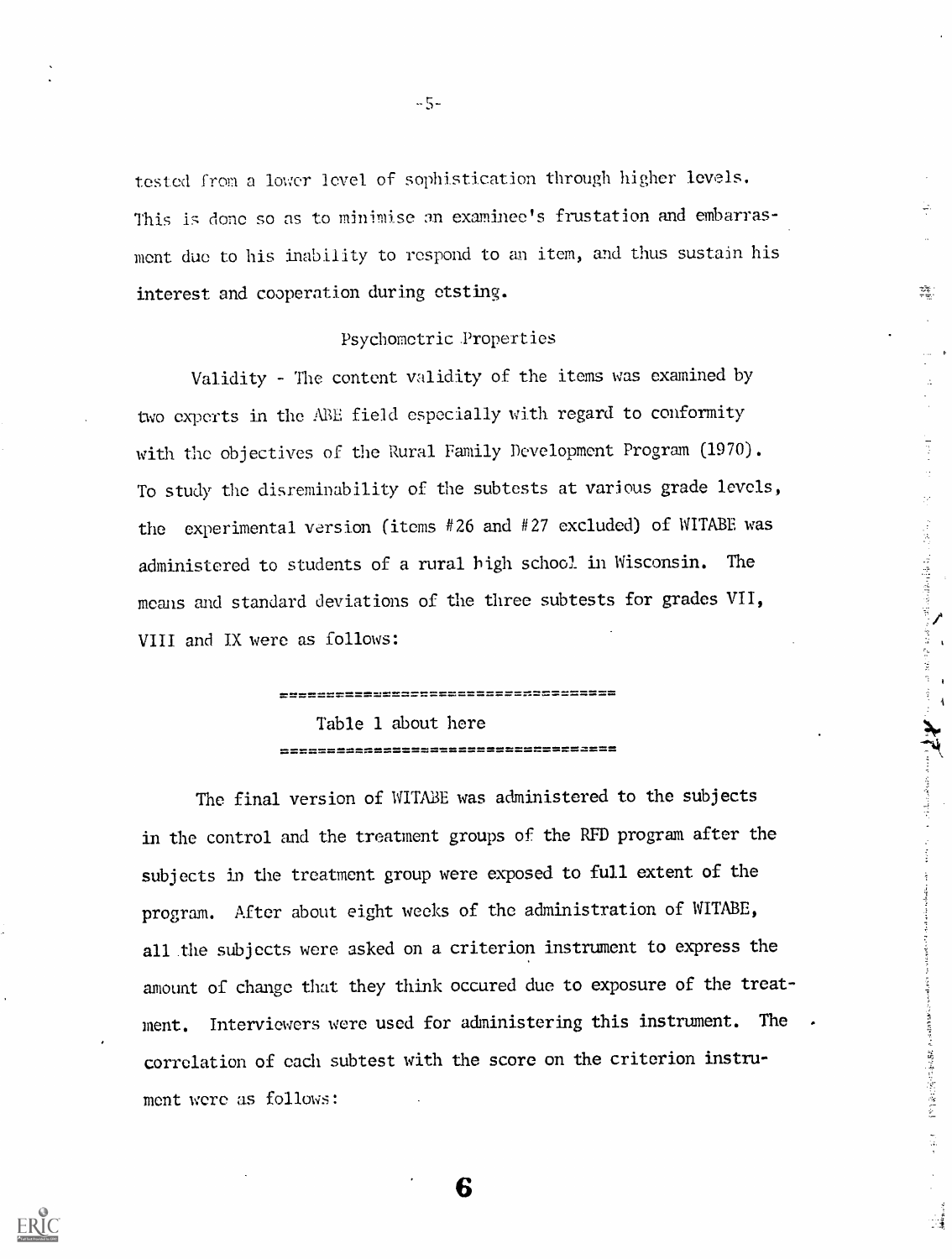tested from a lower level of sophistication through higher levels. This is done so as to minimise an examinee's frustation and embarrassment due to his inability to respond to an item, and thus sustain his interest and cooperation during ctsting.

## Psychometric Properties

Validity - The content validity of the items was examined by two experts in the ABE field especially with regard to conformity with the objectives of the Rural Family Development Program (1970). To study the disreminability of the subtests at various grade levels, the experimental version (items #26 and #27 excluded) of WITABE was administered to students of a rural high school in Wisconsin. The means and standard deviations of the three subtests for grades VII, VIII and IX were as follows:

==================================

Table 1 about here

==================================

The final version of WITABE was administered to the subjects in the control and the treatment groups of the RFD program after the subjects in the treatment group were exposed to full extent of the program. After about eight weeks of the administration of WITABE, all the subjects were asked on a criterion instrument to express the amount of change that they think occured due to exposure of the treatment. Interviewers were used for administering this instrument. The correlation of each subtest with the score on the criterion instrument were as follows: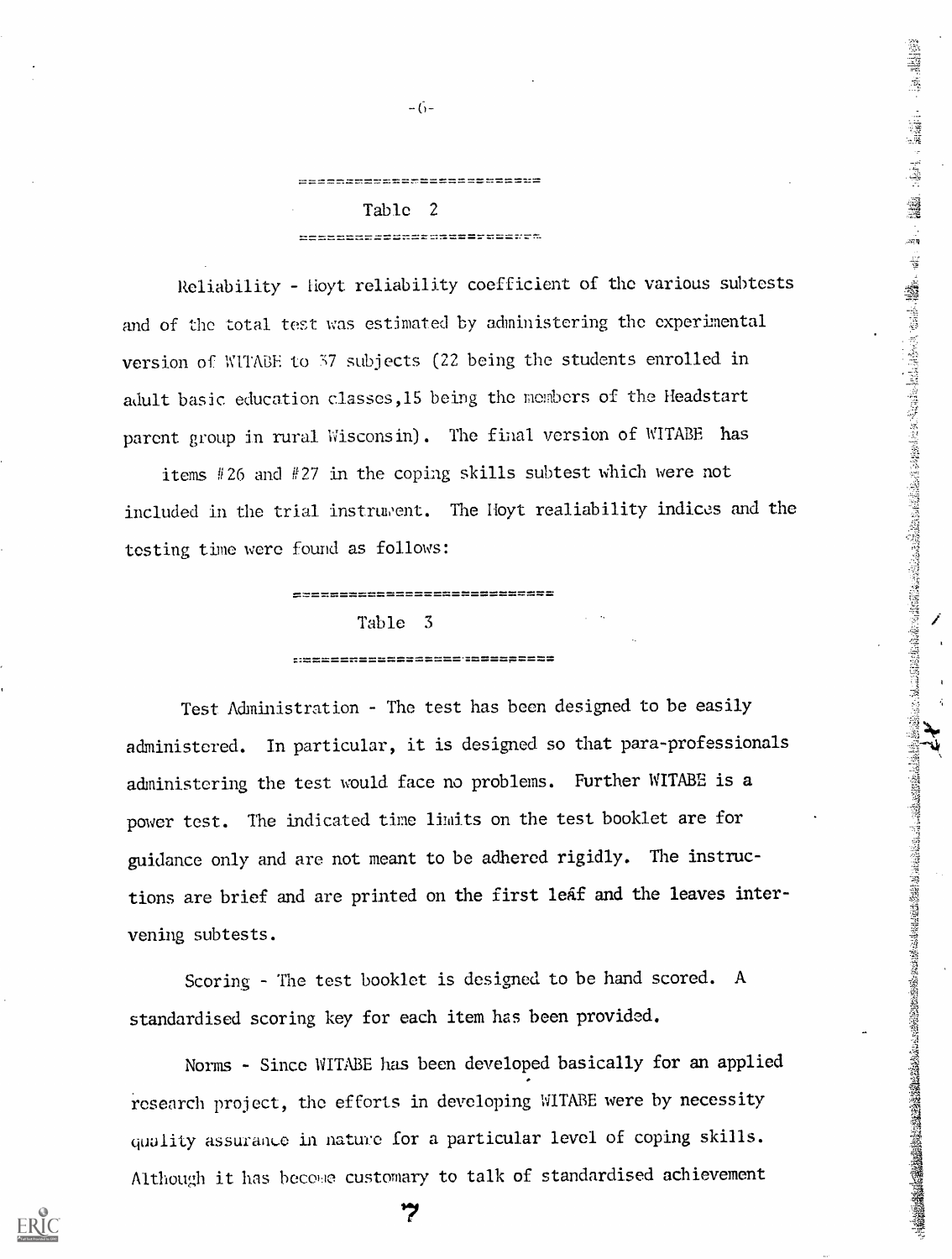Table 2

Reliability - Hoyt reliability coefficient of the various subtests and of the total test was estimated by administering the experimental version of WITABE to 37 subjects (22 being the students enrolled in adult basic education classes, 15 being the members of the Headstart parent group in rural Wisconsin). The final version of WITABE has items #26 and #27 in the coping skills subtest which were not included in the trial instrument. The Hoyt realiability indices and the testing time were found as follows:

Table 3

Test Administration - The test has been designed to be easily administered. In particular, it is designed so that para-professionals administering the test would face no problems. Further WITABE is a power test. The indicated time limits on the test booklet are for guidance only and are not meant to be adhered rigidly. The instructions are brief and are printed on the first leaf and the leaves intervening subtests.

Scoring - The test booklet is designed to be hand scored. A standardised scoring key for each item has been provided.

Norms - Since WITABE has been developed basically for an applied research project, the efforts in developing WITABE were by necessity quality assurance in nature for a particular level of coping skills. Although it has become customary to talk of standardised achievement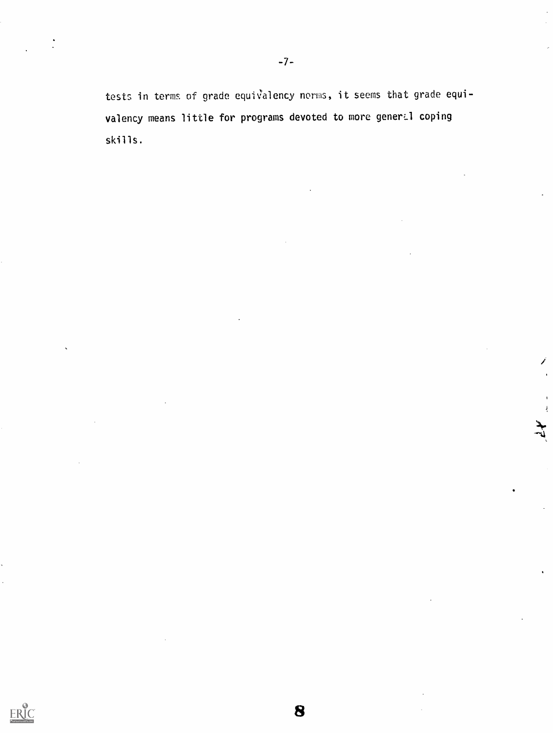tests in terms of grade equivalency norms, it seems that grade equivalency means little for programs devoted to more general coping skills.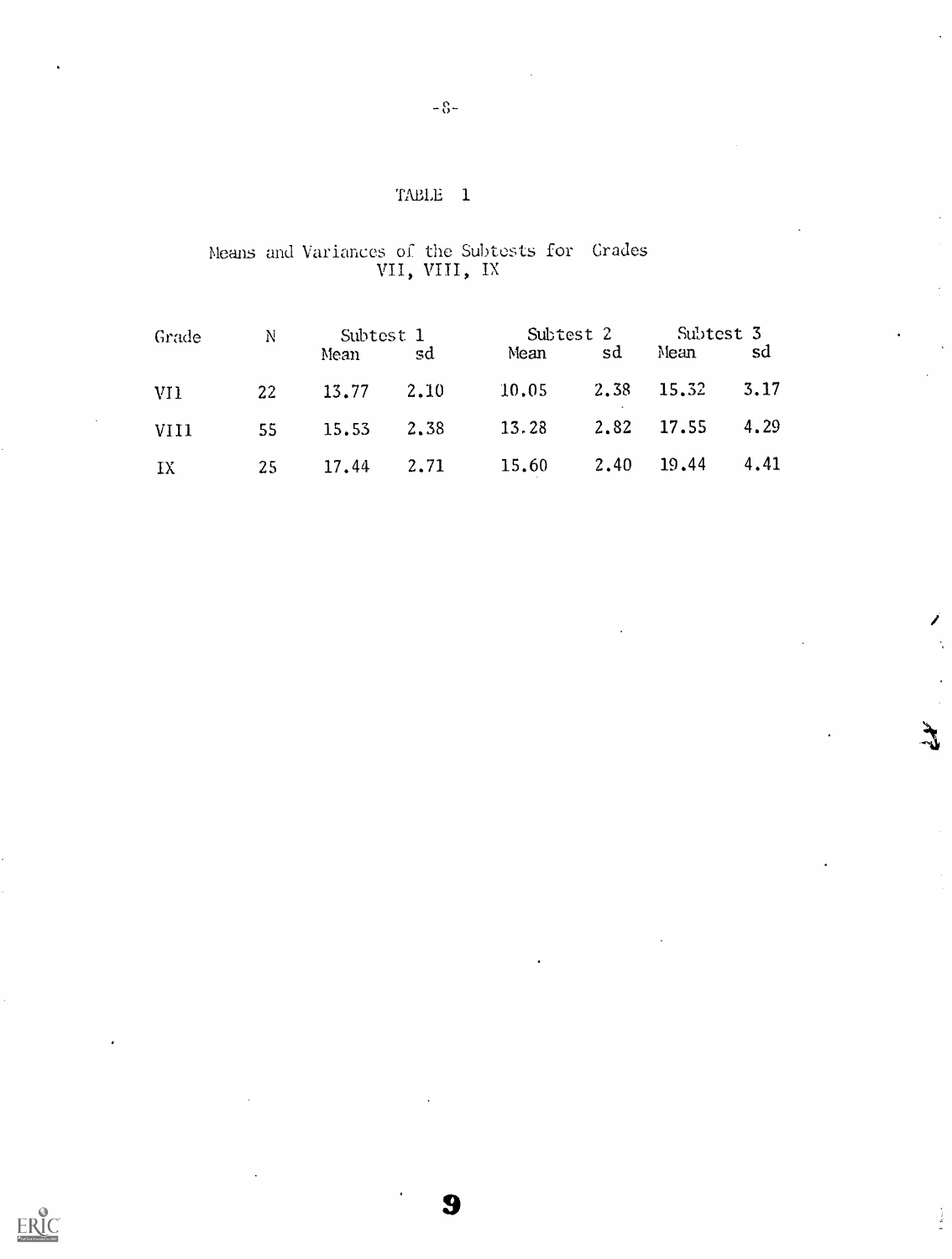TABLE 1

Means and Variances of the Subtests for Grades VII, VIII, IX

| Grade | N | Subtest 1 | | Subtest 2 | | Subtest 3 | |
|---|---|---|---|---|---|---|---|
| | | Mean | sd | Mean | sd | Mean | sd |
| VII | 22 | 13.77 | 2.10 | 10.05 | 2.38 | 15.32 | 3.17 |
| VIII | 55 | 15.53 | 2.38 | 13.28 | 2.82 | 17.55 | 4.29 |
| IX | 25 | 17.44 | 2.71 | 15.60 | 2.40 | 19.44 | 4.41 |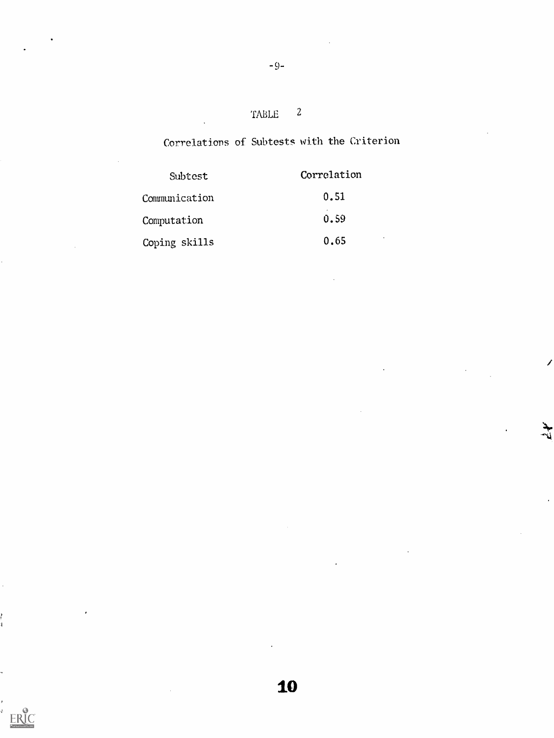TABLE 2

Correlations of Subtests with the Criterion

| Subtest | Correlation |
|---|---|
| Communication | 0.51 |
| Computation | 0.59 |
| Coping skills | 0.65 |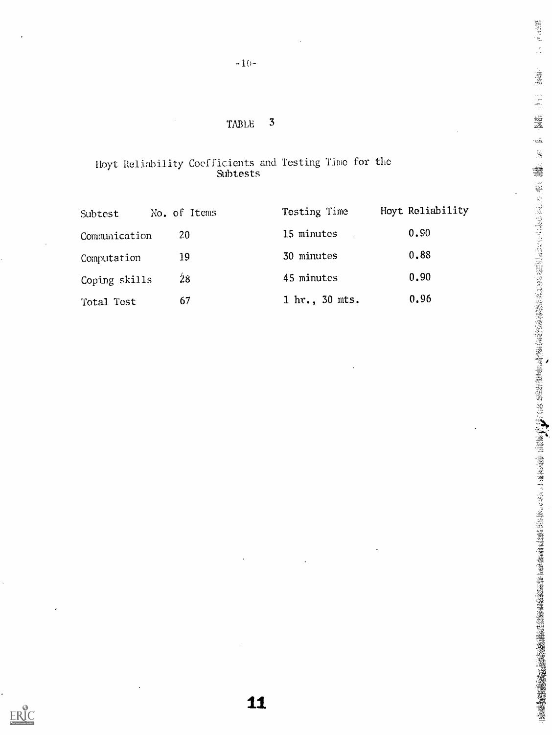# TABLE 3

Hoyt Reliability Coefficients and Testing Time for the Subtests

| Subtest | No. of Items | Testing Time | Hoyt Reliability |
|---|---|---|---|
| Communication | 20 | 15 minutes | 0.90 |
| Computation | 19 | 30 minutes | 0.88 |
| Coping skills | 28 | 45 minutes | 0.90 |
| Total Test | 67 | 1 hr., 30 mts. | 0.96 |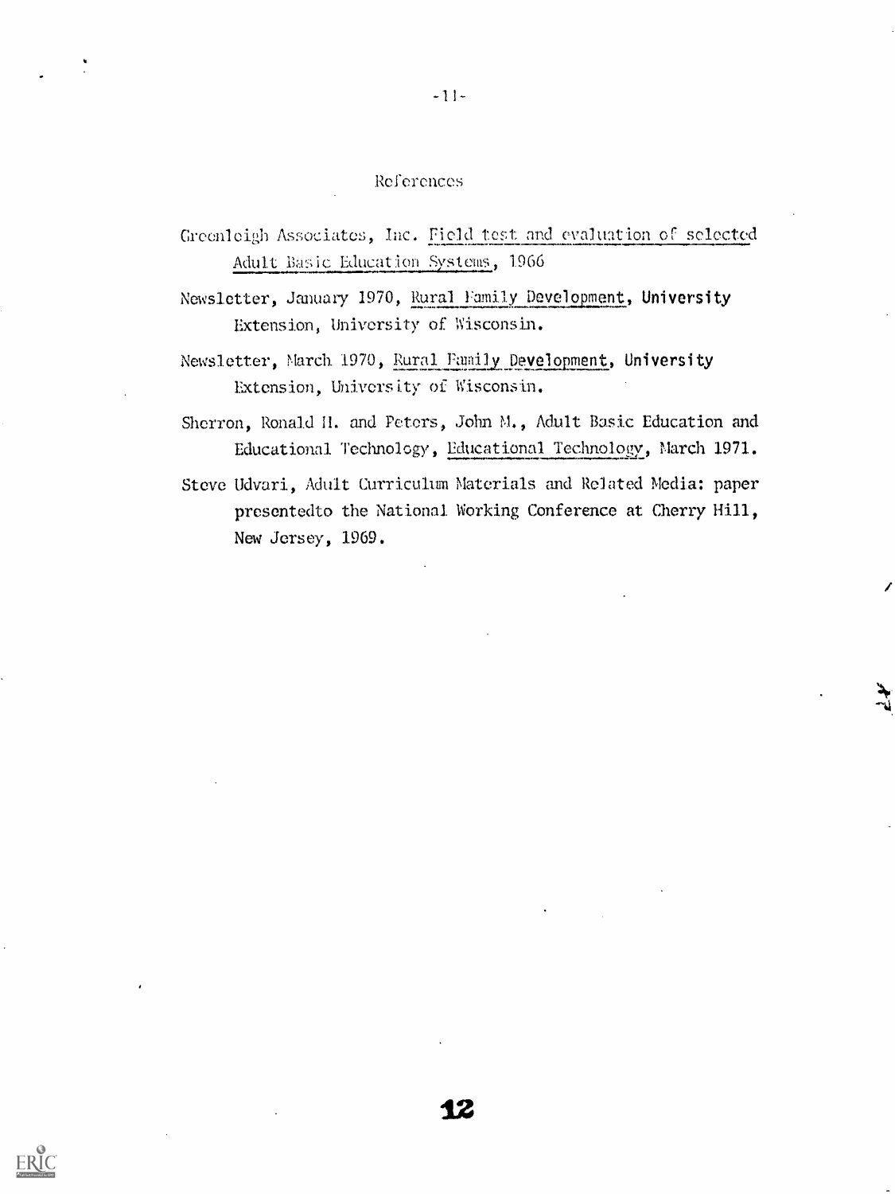## References

Greenleigh Associates, Inc. Field test and evaluation of selected Adult Basic Education Systems, 1966

Newsletter, January 1970, Rural Family Development, University Extension, University of Wisconsin.

Newsletter, March 1970, Rural Family Development, University Extension, University of Wisconsin.

Sherron, Ronald H. and Peters, John M., Adult Basic Education and Educational Technology, Educational Technology, March 1971.

Steve Udvari, Adult Curriculum Materials and Related Media: paper presentedto the National Working Conference at Cherry Hill, New Jersey, 1969.